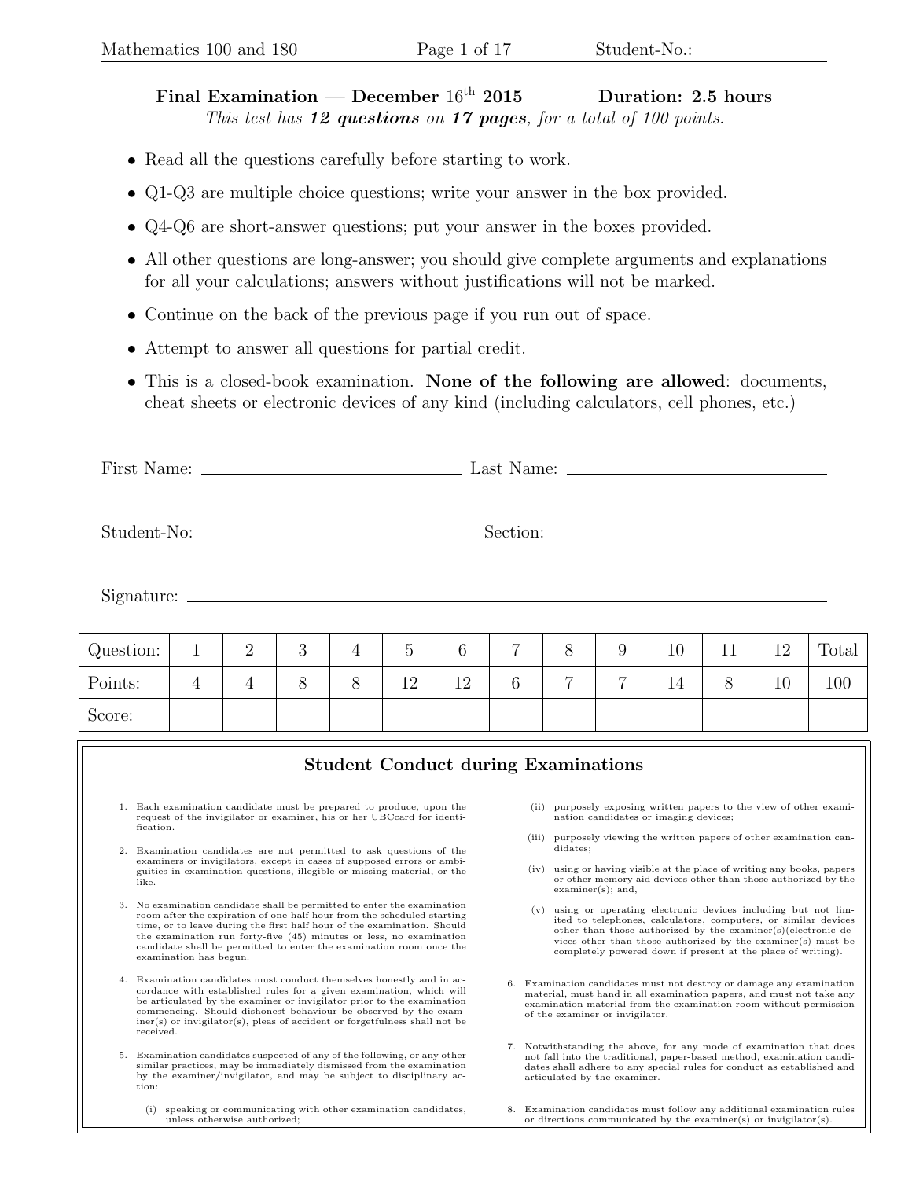**Final Examination — December $16^{\text{th}}$ 2015** **Duration: 2.5 hours**

*This test has **12 questions** on **17 pages**, for a total of 100 points.*

- Read all the questions carefully before starting to work.
- Q1-Q3 are multiple choice questions; write your answer in the box provided.
- Q4-Q6 are short-answer questions; put your answer in the boxes provided.
- All other questions are long-answer; you should give complete arguments and explanations for all your calculations; answers without justifications will not be marked.
- Continue on the back of the previous page if you run out of space.
- Attempt to answer all questions for partial credit.
- This is a closed-book examination. **None of the following are allowed**: documents, cheat sheets or electronic devices of any kind (including calculators, cell phones, etc.)

First Name: \_\_\_\_\_\_\_\_\_\_\_\_\_\_\_\_\_\_\_\_ Last Name: \_\_\_\_\_\_\_\_\_\_\_\_\_\_\_\_\_\_\_\_

Student-No: \_\_\_\_\_\_\_\_\_\_\_\_\_\_\_\_\_\_\_\_ Section: \_\_\_\_\_\_\_\_\_\_\_\_\_\_\_\_\_\_\_\_

Signature: \_\_\_\_\_\_\_\_\_\_\_\_\_\_\_\_\_\_\_\_\_\_\_\_\_\_\_\_\_\_\_\_\_\_\_\_\_\_\_\_

| Question: | 1 | 2 | 3 | 4 | 5 | 6 | 7 | 8 | 9 | 10 | 11 | 12 | Total |
|---|---|---|---|---|---|---|---|---|---|---|---|---|---|
| Points: | 4 | 4 | 8 | 8 | 12 | 12 | 6 | 7 | 7 | 14 | 8 | 10 | 100 |
| Score: | | | | | | | | | | | | | |

## Student Conduct during Examinations

1. Each examination candidate must be prepared to produce, upon the request of the invigilator or examiner, his or her UBCcard for identification.
2. Examination candidates are not permitted to ask questions of the examiners or invigilators, except in cases of supposed errors or ambiguities in examination questions, illegible or missing material, or the like.
3. No examination candidate shall be permitted to enter the examination room after the expiration of one-half hour from the scheduled starting time, or to leave during the first half hour of the examination. Should the examination run forty-five (45) minutes or less, no examination candidate shall be permitted to enter the examination room once the examination has begun.
4. Examination candidates must conduct themselves honestly and in accordance with established rules for a given examination, which will be articulated by the examiner or invigilator prior to the examination commencing. Should dishonest behaviour be observed by the examiner(s) or invigilator(s), pleas of accident or forgetfulness shall not be received.
5. Examination candidates suspected of any of the following, or any other similar practices, may be immediately dismissed from the examination by the examiner/invigilator, and may be subject to disciplinary action:
   - (i) speaking or communicating with other examination candidates, unless otherwise authorized;
   - (ii) purposely exposing written papers to the view of other examination candidates or imaging devices;
   - (iii) purposely viewing the written papers of other examination candidates;
   - (iv) using or having visible at the place of writing any books, papers or other memory aid devices other than those authorized by the examiner(s); and,
   - (v) using or operating electronic devices including but not limited to telephones, calculators, computers, or similar devices other than those authorized by the examiner(s)(electronic devices other than those authorized by the examiner(s) must be completely powered down if present at the place of writing).
6. Examination candidates must not destroy or damage any examination material, must hand in all examination papers, and must not take any examination material from the examination room without permission of the examiner or invigilator.
7. Notwithstanding the above, for any mode of examination that does not fall into the traditional, paper-based method, examination candidates shall adhere to any special rules for conduct as established and articulated by the examiner.
8. Examination candidates must follow any additional examination rules or directions communicated by the examiner(s) or invigilator(s).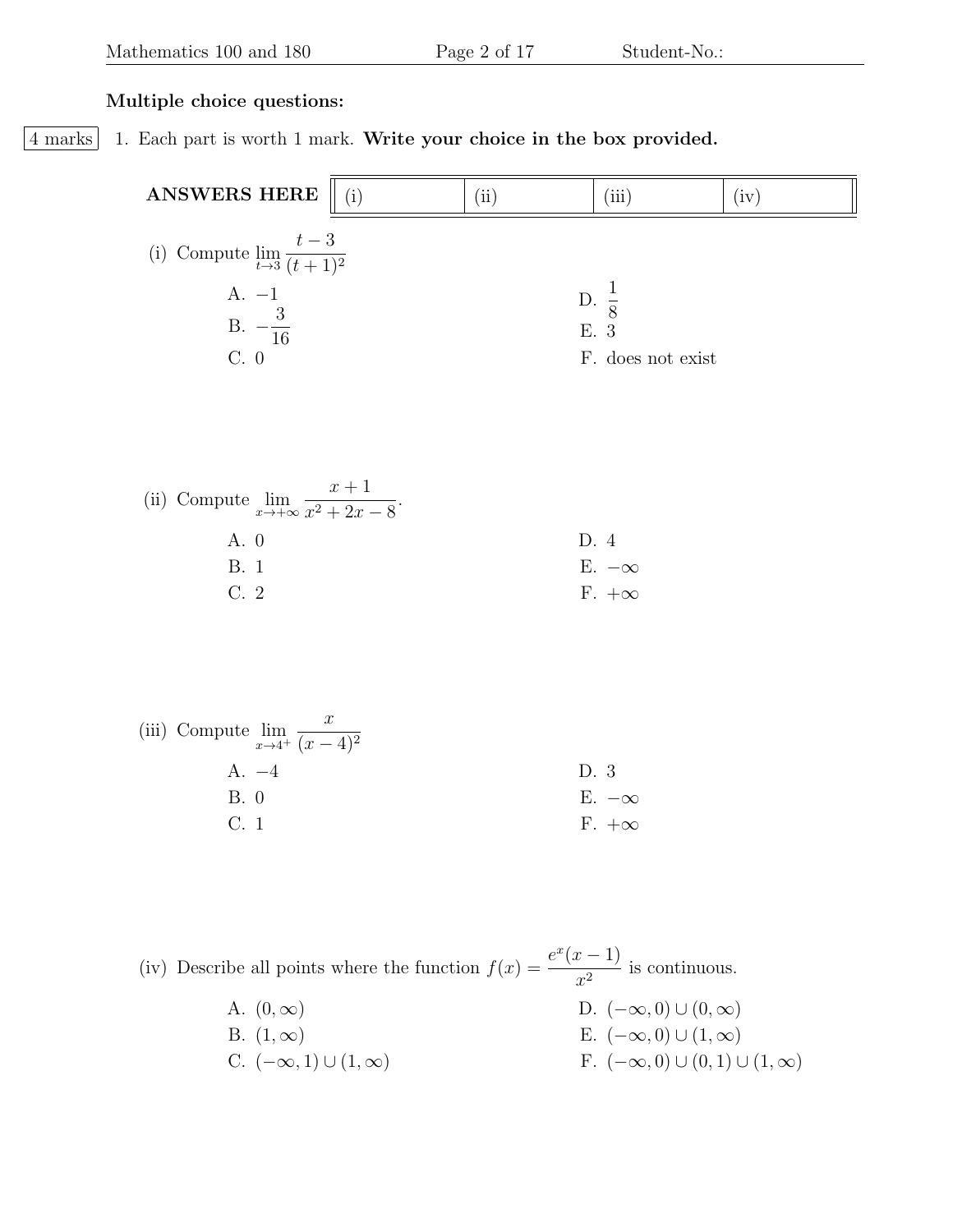**Multiple choice questions:**

4 marks 1. Each part is worth 1 mark. **Write your choice in the box provided.**

| **ANSWERS HERE** | (i) | (ii) | (iii) | (iv) |
|---|---|---|---|---|

(i) Compute $\lim_{t \to 3} \frac{t-3}{(t+1)^2}$

A. $-1$

B. $-\frac{3}{16}$

C. $0$

D. $\frac{1}{8}$

E. $3$

F. does not exist

(ii) Compute $\lim_{x \to +\infty} \frac{x+1}{x^2+2x-8}$.

A. $0$

B. $1$

C. $2$

D. $4$

E. $-\infty$

F. $+\infty$

(iii) Compute $\lim_{x \to 4^+} \frac{x}{(x-4)^2}$

A. $-4$

B. $0$

C. $1$

D. $3$

E. $-\infty$

F. $+\infty$

(iv) Describe all points where the function $f(x) = \frac{e^x(x-1)}{x^2}$ is continuous.

A. $(0, \infty)$

B. $(1, \infty)$

C. $(-\infty, 1) \cup (1, \infty)$

D. $(-\infty, 0) \cup (0, \infty)$

E. $(-\infty, 0) \cup (1, \infty)$

F. $(-\infty, 0) \cup (0, 1) \cup (1, \infty)$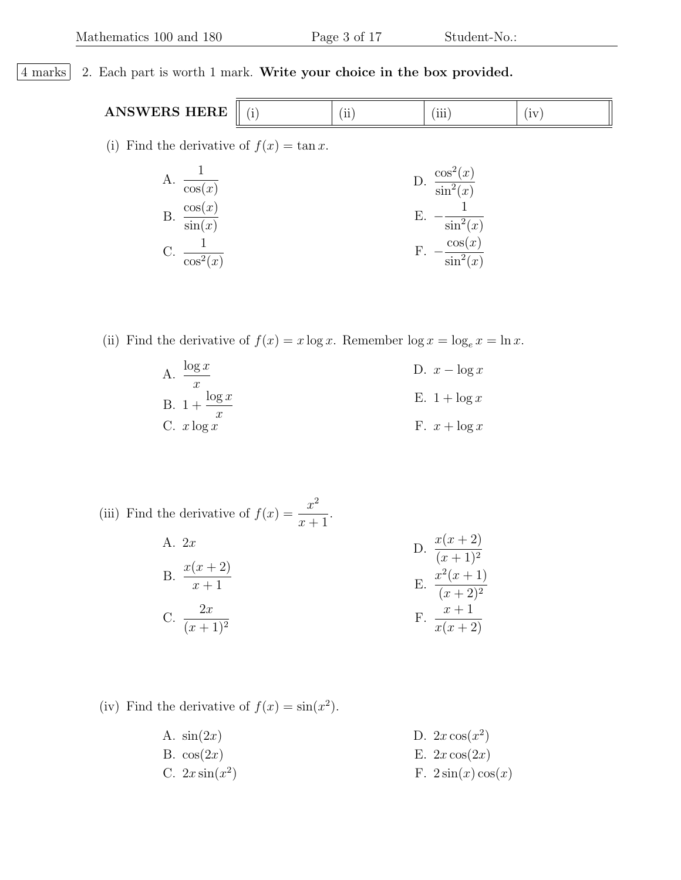4 marks

2. Each part is worth 1 mark. **Write your choice in the box provided.**

| **ANSWERS HERE** | (i) | (ii) | (iii) | (iv) |
|---|---|---|---|---|

(i) Find the derivative of $f(x) = \tan x$.

A. $\dfrac{1}{\cos(x)}$

B. $\dfrac{\cos(x)}{\sin(x)}$

C. $\dfrac{1}{\cos^2(x)}$

D. $\dfrac{\cos^2(x)}{\sin^2(x)}$

E. $-\dfrac{1}{\sin^2(x)}$

F. $-\dfrac{\cos(x)}{\sin^2(x)}$

(ii) Find the derivative of $f(x) = x \log x$. Remember $\log x = \log_e x = \ln x$.

A. $\dfrac{\log x}{x}$

B. $1 + \dfrac{\log x}{x}$

C. $x \log x$

D. $x - \log x$

E. $1 + \log x$

F. $x + \log x$

(iii) Find the derivative of $f(x) = \dfrac{x^2}{x+1}$.

A. $2x$

B. $\dfrac{x(x+2)}{x+1}$

C. $\dfrac{2x}{(x+1)^2}$

D. $\dfrac{x(x+2)}{(x+1)^2}$

E. $\dfrac{x^2(x+1)}{(x+2)^2}$

F. $\dfrac{x+1}{x(x+2)}$

(iv) Find the derivative of $f(x) = \sin(x^2)$.

A. $\sin(2x)$

B. $\cos(2x)$

C. $2x \sin(x^2)$

D. $2x \cos(x^2)$

E. $2x \cos(2x)$

F. $2 \sin(x) \cos(x)$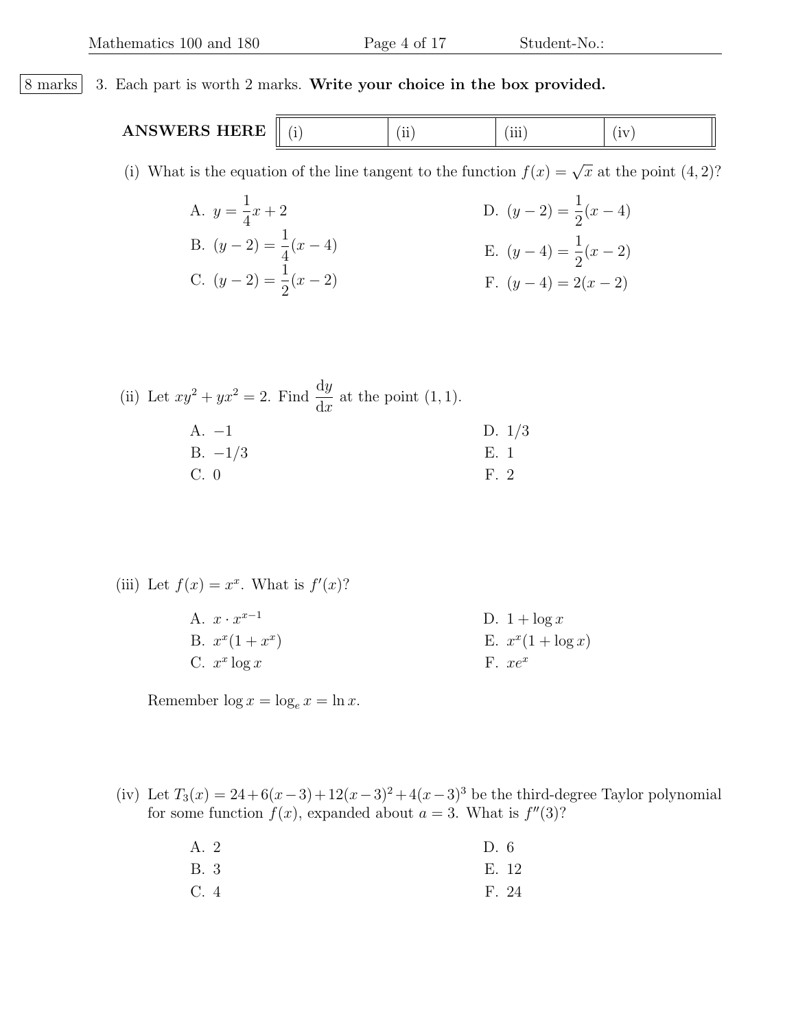8 marks

3. Each part is worth 2 marks. **Write your choice in the box provided.**

| **ANSWERS HERE** | (i) | (ii) | (iii) | (iv) |
| --- | --- | --- | --- | --- |

(i) What is the equation of the line tangent to the function $f(x) = \sqrt{x}$ at the point $(4, 2)$?

A. $y = \frac{1}{4}x + 2$

B. $(y-2) = \frac{1}{4}(x-4)$

C. $(y-2) = \frac{1}{2}(x-2)$

D. $(y-2) = \frac{1}{2}(x-4)$

E. $(y-4) = \frac{1}{2}(x-2)$

F. $(y-4) = 2(x-2)$

(ii) Let $xy^2 + yx^2 = 2$. Find $\frac{\mathrm{d}y}{\mathrm{d}x}$ at the point $(1, 1)$.

A. $-1$

B. $-1/3$

C. $0$

D. $1/3$

E. $1$

F. $2$

(iii) Let $f(x) = x^x$. What is $f'(x)$?

A. $x \cdot x^{x-1}$

B. $x^x(1 + x^x)$

C. $x^x \log x$

D. $1 + \log x$

E. $x^x(1 + \log x)$

F. $xe^x$

Remember $\log x = \log_e x = \ln x$.

(iv) Let $T_3(x) = 24 + 6(x-3) + 12(x-3)^2 + 4(x-3)^3$ be the third-degree Taylor polynomial for some function $f(x)$, expanded about $a = 3$. What is $f''(3)$?

A. 2

B. 3

C. 4

D. 6

E. 12

F. 24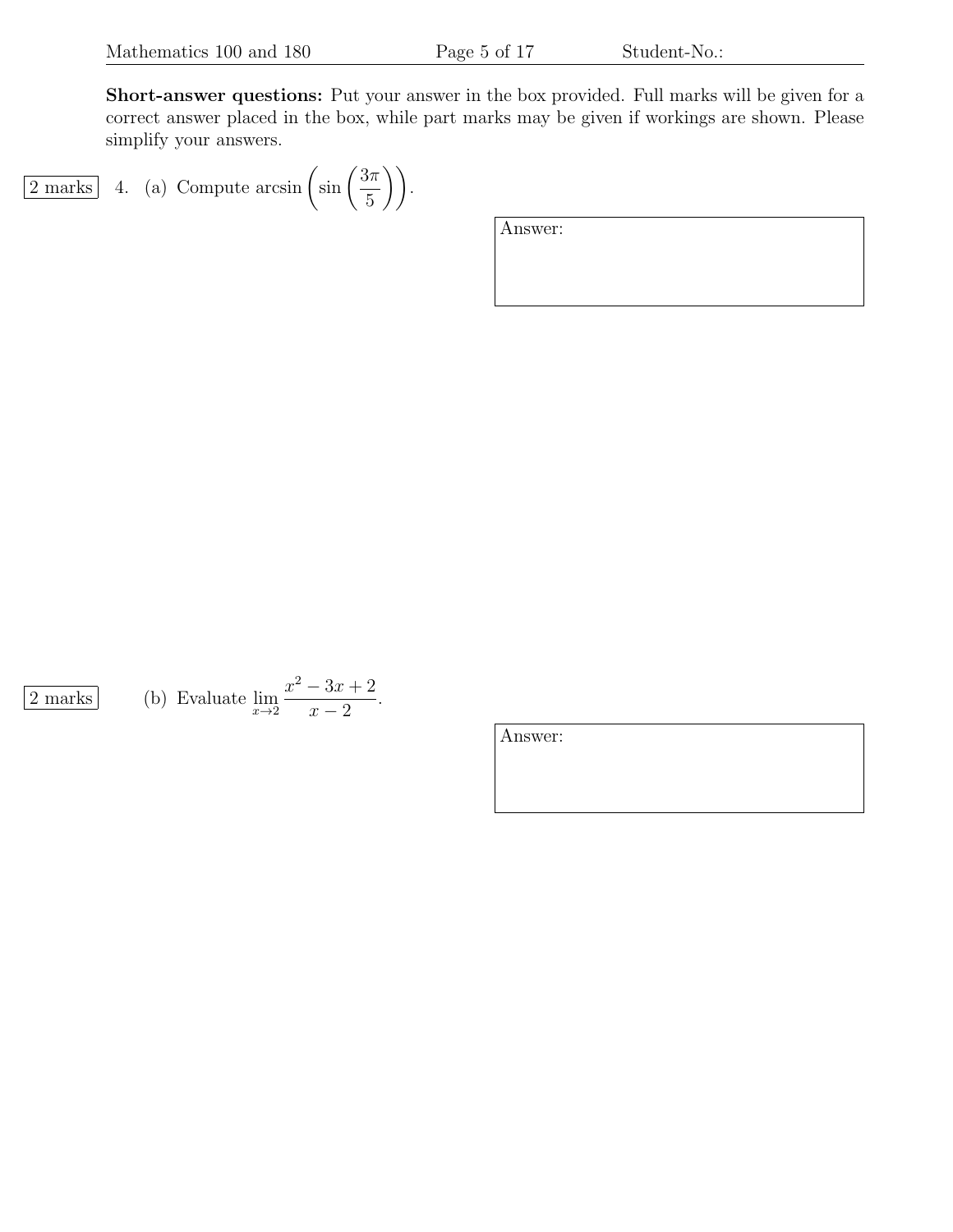**Short-answer questions:** Put your answer in the box provided. Full marks will be given for a correct answer placed in the box, while part marks may be given if workings are shown. Please simplify your answers.

2 marks  4. (a) Compute $\arcsin\left(\sin\left(\frac{3\pi}{5}\right)\right)$.

Answer:

2 marks  (b) Evaluate $\lim_{x\to 2} \frac{x^2 - 3x + 2}{x - 2}$.

Answer: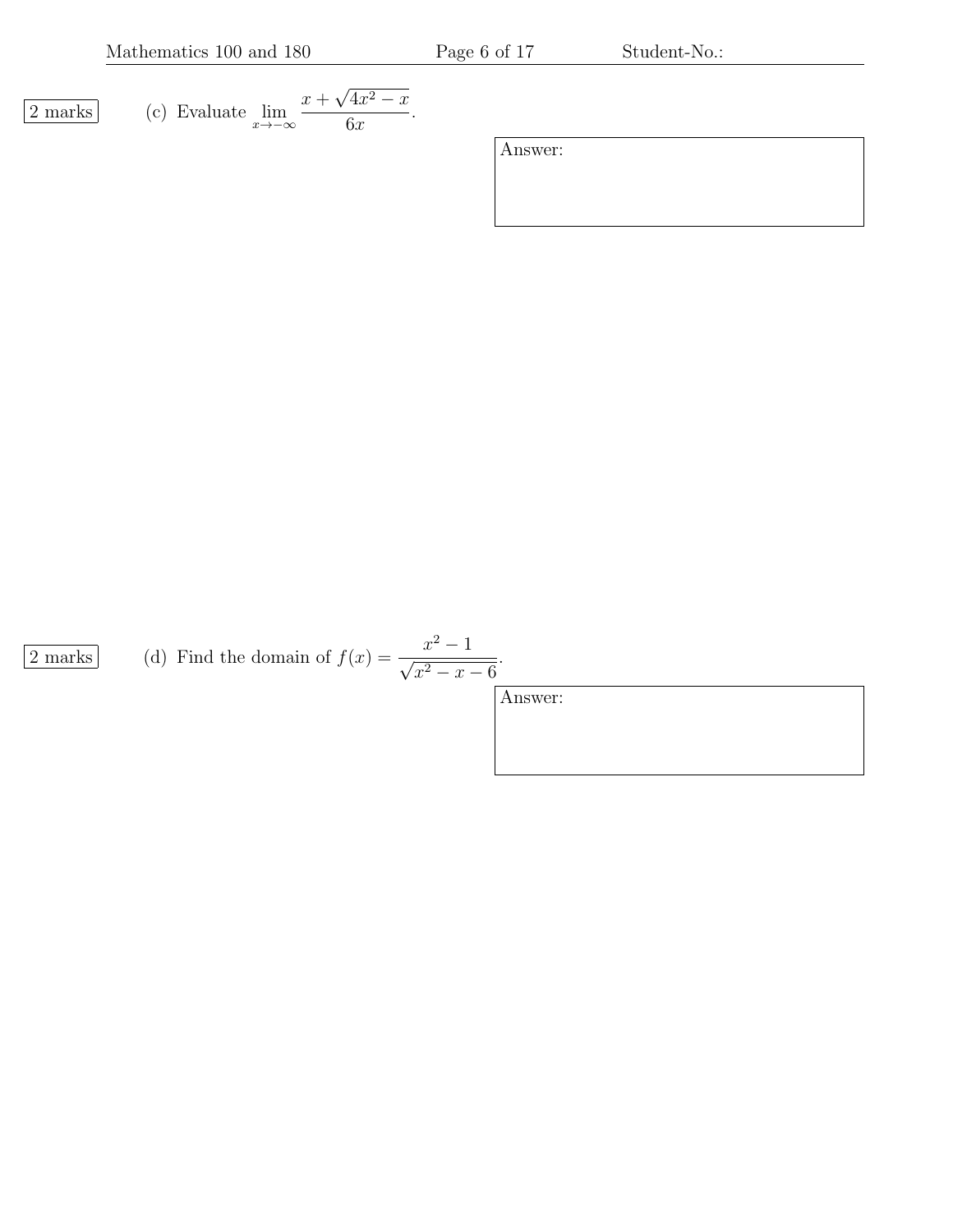2 marks

(c) Evaluate $\lim_{x \to -\infty} \frac{x + \sqrt{4x^2 - x}}{6x}$.

Answer:

2 marks

(d) Find the domain of $f(x) = \frac{x^2 - 1}{\sqrt{x^2 - x - 6}}$.

Answer: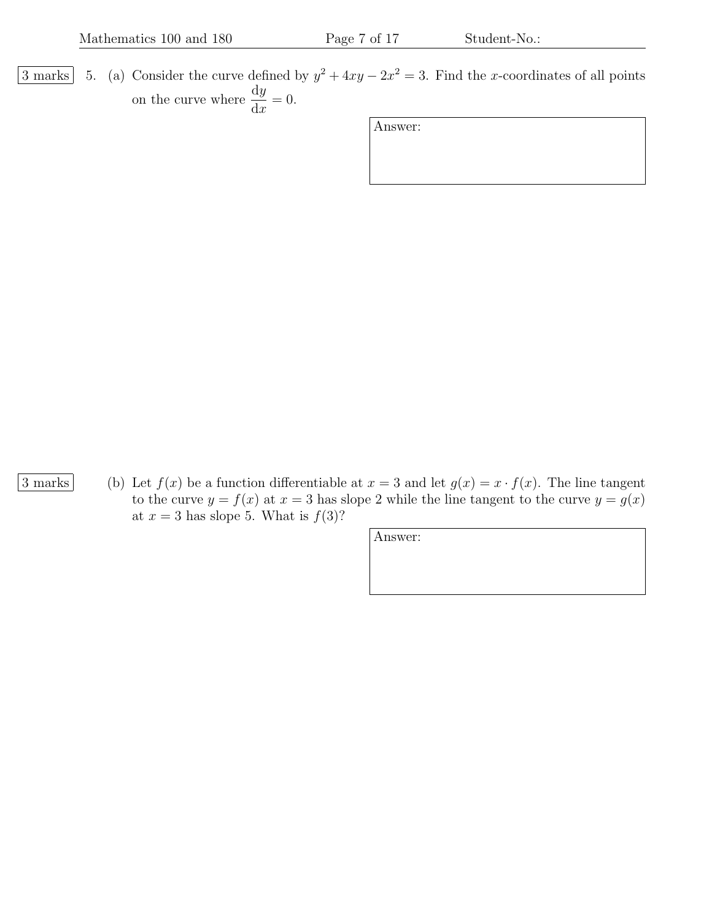3 marks

5. (a) Consider the curve defined by $y^2 + 4xy - 2x^2 = 3$. Find the $x$-coordinates of all points on the curve where $\frac{\mathrm{d}y}{\mathrm{d}x} = 0$.

Answer:

3 marks

(b) Let $f(x)$ be a function differentiable at $x = 3$ and let $g(x) = x \cdot f(x)$. The line tangent to the curve $y = f(x)$ at $x = 3$ has slope 2 while the line tangent to the curve $y = g(x)$ at $x = 3$ has slope 5. What is $f(3)$?

Answer: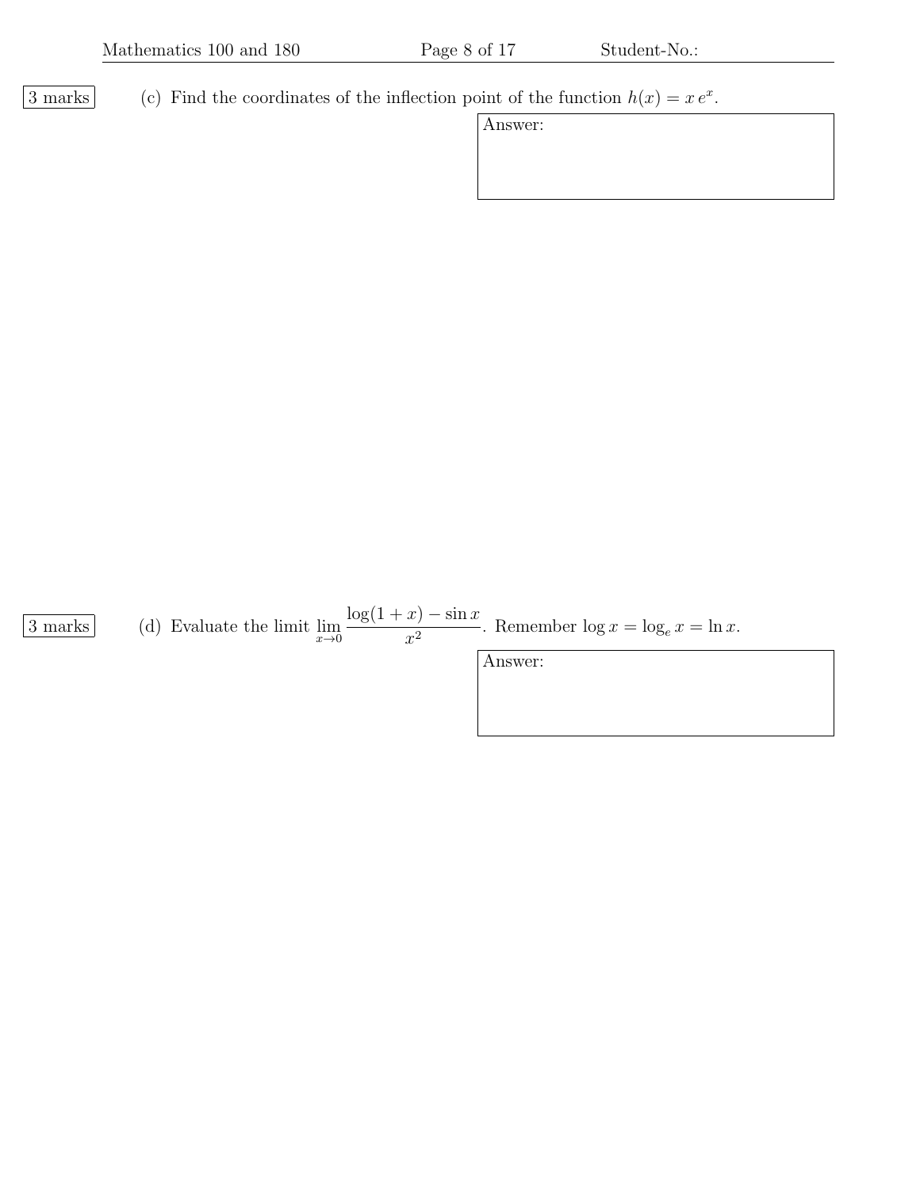3 marks

(c) Find the coordinates of the inflection point of the function $h(x) = x\,e^x$.

Answer:

3 marks

(d) Evaluate the limit $\lim_{x \to 0} \dfrac{\log(1+x) - \sin x}{x^2}$. Remember $\log x = \log_e x = \ln x$.

Answer: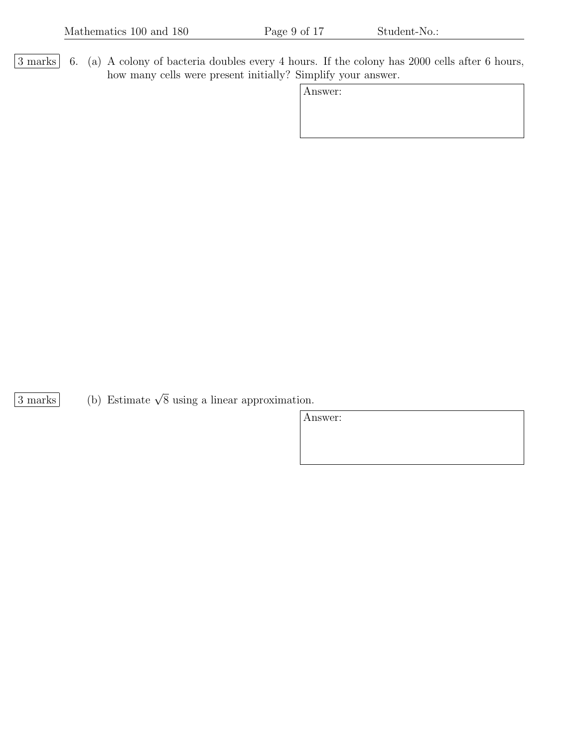3 marks

6. (a) A colony of bacteria doubles every 4 hours. If the colony has 2000 cells after 6 hours, how many cells were present initially? Simplify your answer.

Answer:

3 marks

(b) Estimate $\sqrt{8}$ using a linear approximation.

Answer: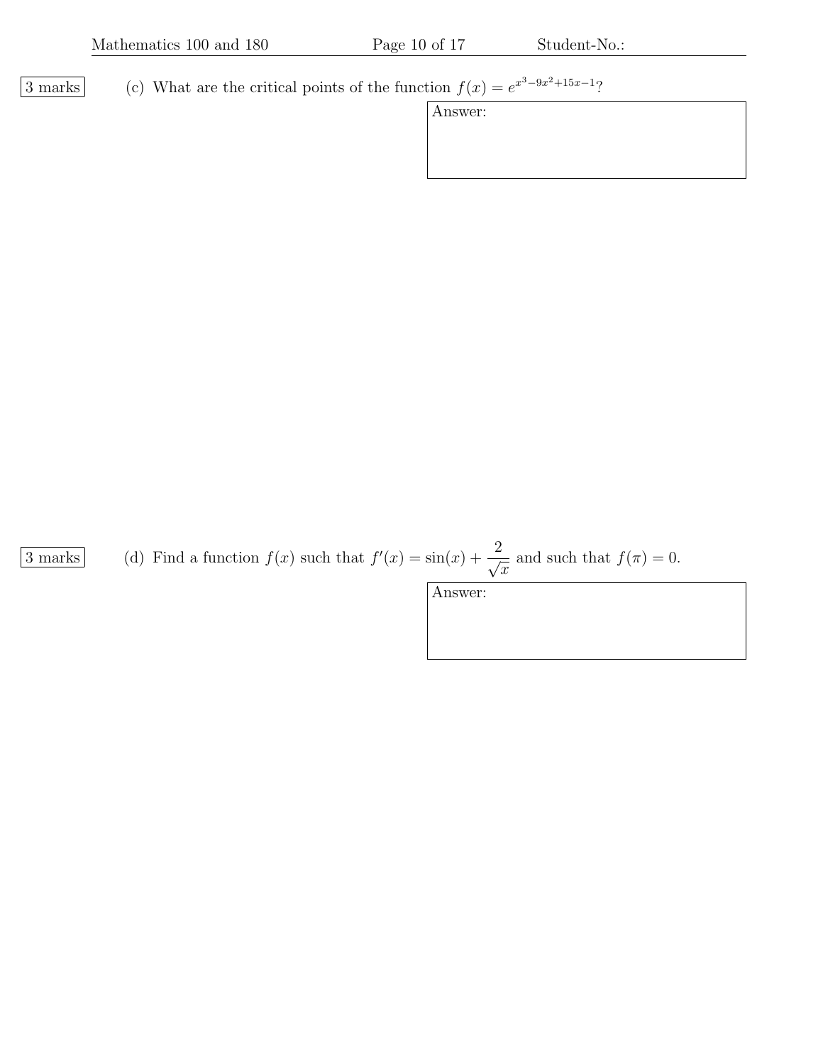3 marks

(c) What are the critical points of the function $f(x) = e^{x^3-9x^2+15x-1}$?

Answer:

3 marks

(d) Find a function $f(x)$ such that $f'(x) = \sin(x) + \dfrac{2}{\sqrt{x}}$ and such that $f(\pi) = 0$.

Answer: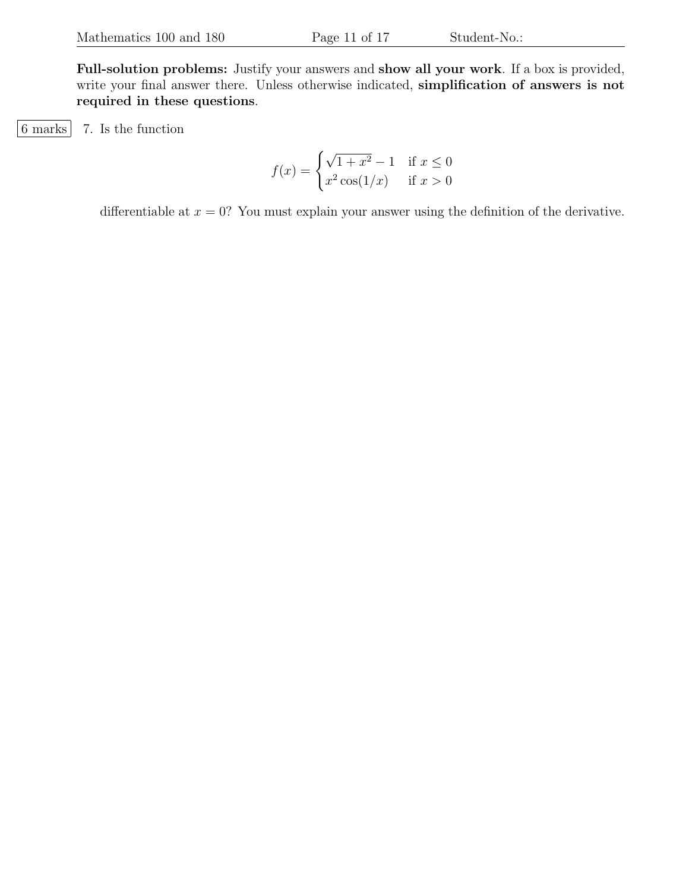**Full-solution problems:** Justify your answers and **show all your work**. If a box is provided, write your final answer there. Unless otherwise indicated, **simplification of answers is not required in these questions**.

6 marks 7. Is the function

$$f(x) = \begin{cases} \sqrt{1+x^2} - 1 & \text{if } x \leq 0 \\ x^2 \cos(1/x) & \text{if } x > 0 \end{cases}$$

differentiable at $x = 0$? You must explain your answer using the definition of the derivative.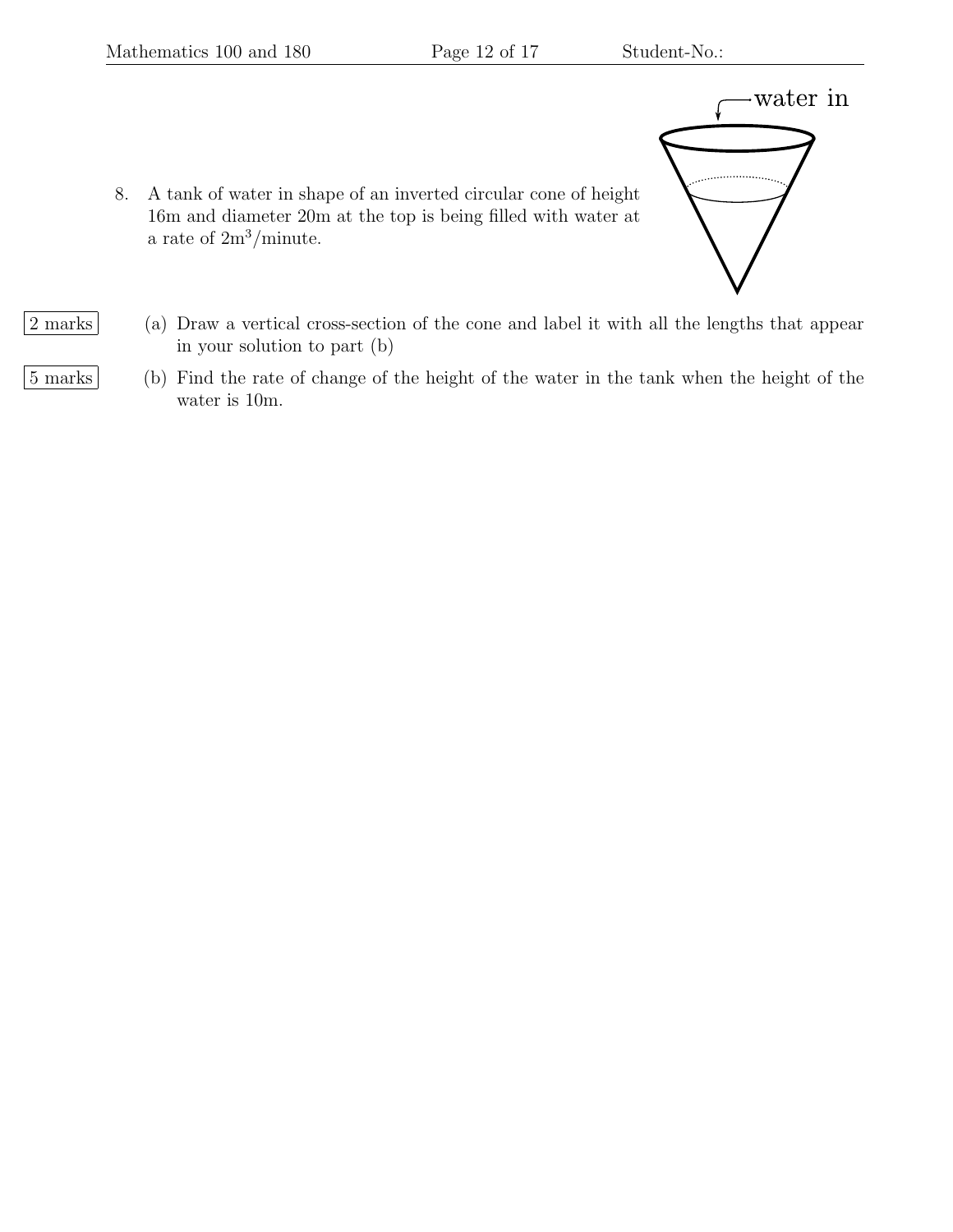8. A tank of water in shape of an inverted circular cone of height 16m and diameter 20m at the top is being filled with water at a rate of $2\text{m}^3$/minute.

2 marks (a) Draw a vertical cross-section of the cone and label it with all the lengths that appear in your solution to part (b)

5 marks (b) Find the rate of change of the height of the water in the tank when the height of the water is 10m.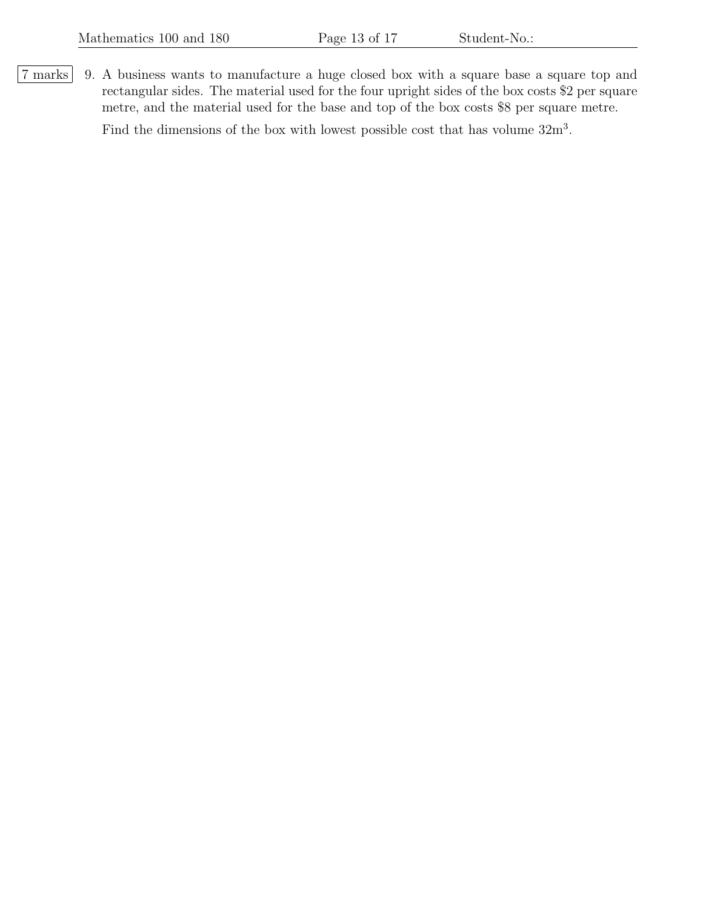7 marks

9. A business wants to manufacture a huge closed box with a square base a square top and rectangular sides. The material used for the four upright sides of the box costs \$2 per square metre, and the material used for the base and top of the box costs \$8 per square metre.

   Find the dimensions of the box with lowest possible cost that has volume $32\text{m}^3$.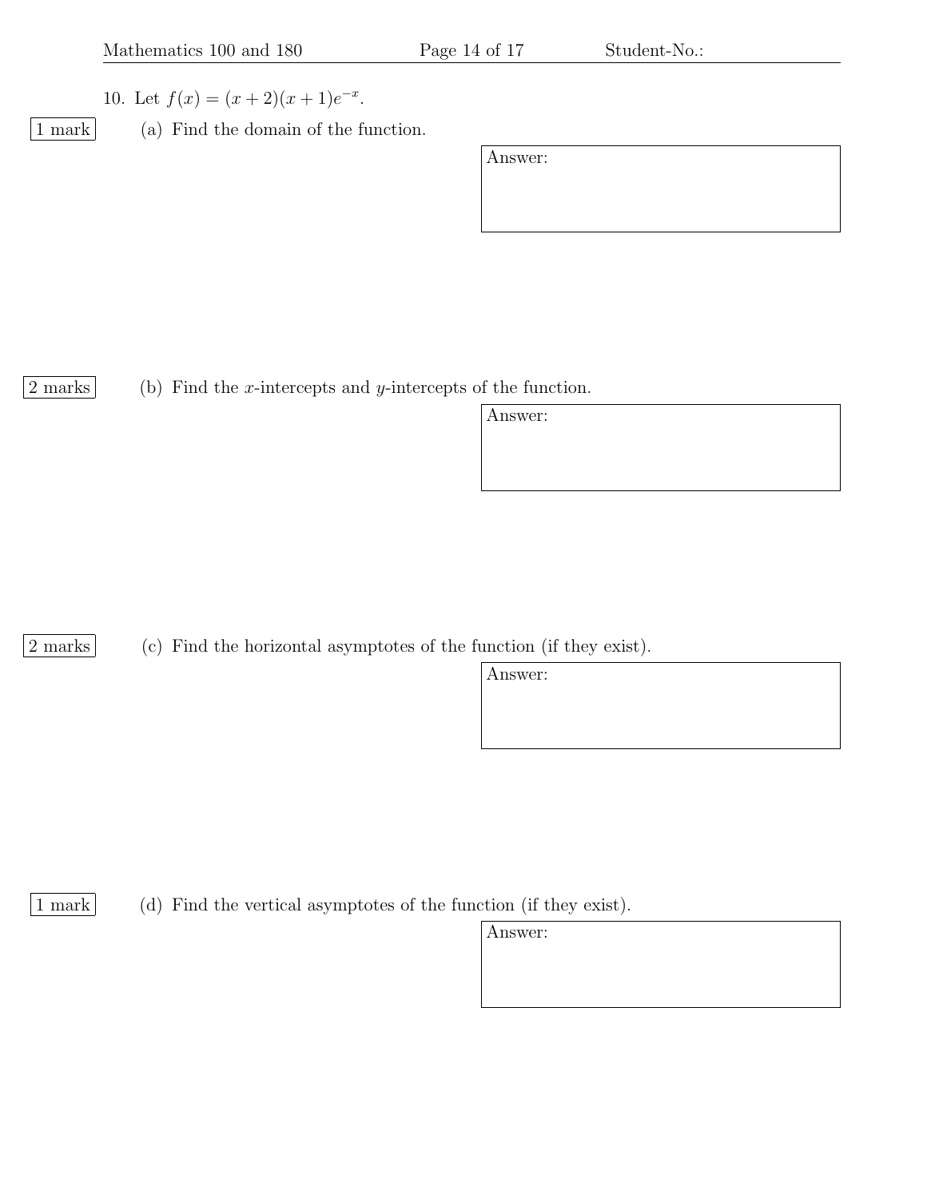10. Let $f(x) = (x + 2)(x + 1)e^{-x}$.

1 mark (a) Find the domain of the function.

Answer:

2 marks (b) Find the $x$-intercepts and $y$-intercepts of the function.

Answer:

2 marks (c) Find the horizontal asymptotes of the function (if they exist).

Answer:

1 mark (d) Find the vertical asymptotes of the function (if they exist).

Answer: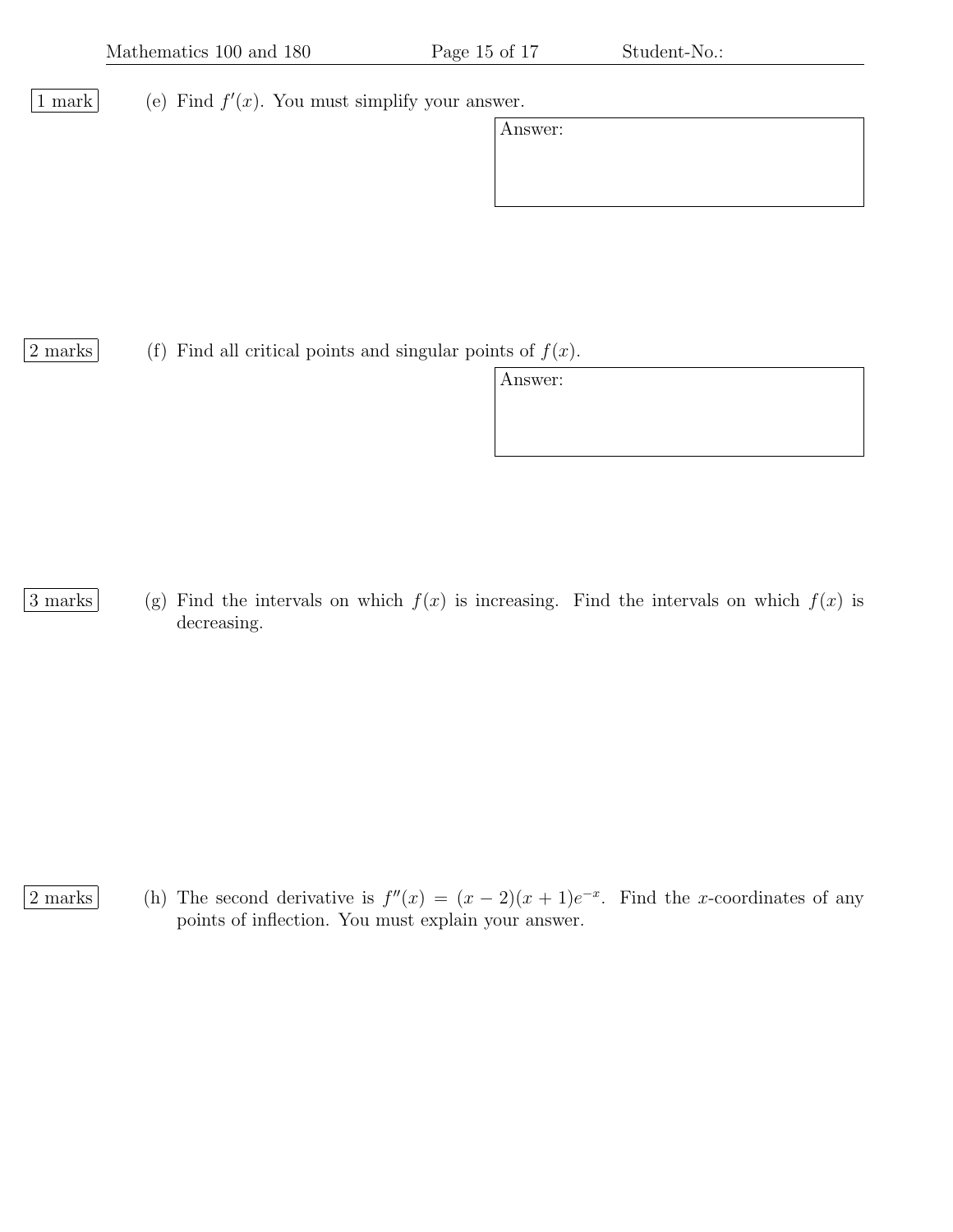1 mark

(e) Find $f'(x)$. You must simplify your answer.

Answer:

2 marks

(f) Find all critical points and singular points of $f(x)$.

Answer:

3 marks

(g) Find the intervals on which $f(x)$ is increasing. Find the intervals on which $f(x)$ is decreasing.

2 marks

(h) The second derivative is $f''(x) = (x-2)(x+1)e^{-x}$. Find the $x$-coordinates of any points of inflection. You must explain your answer.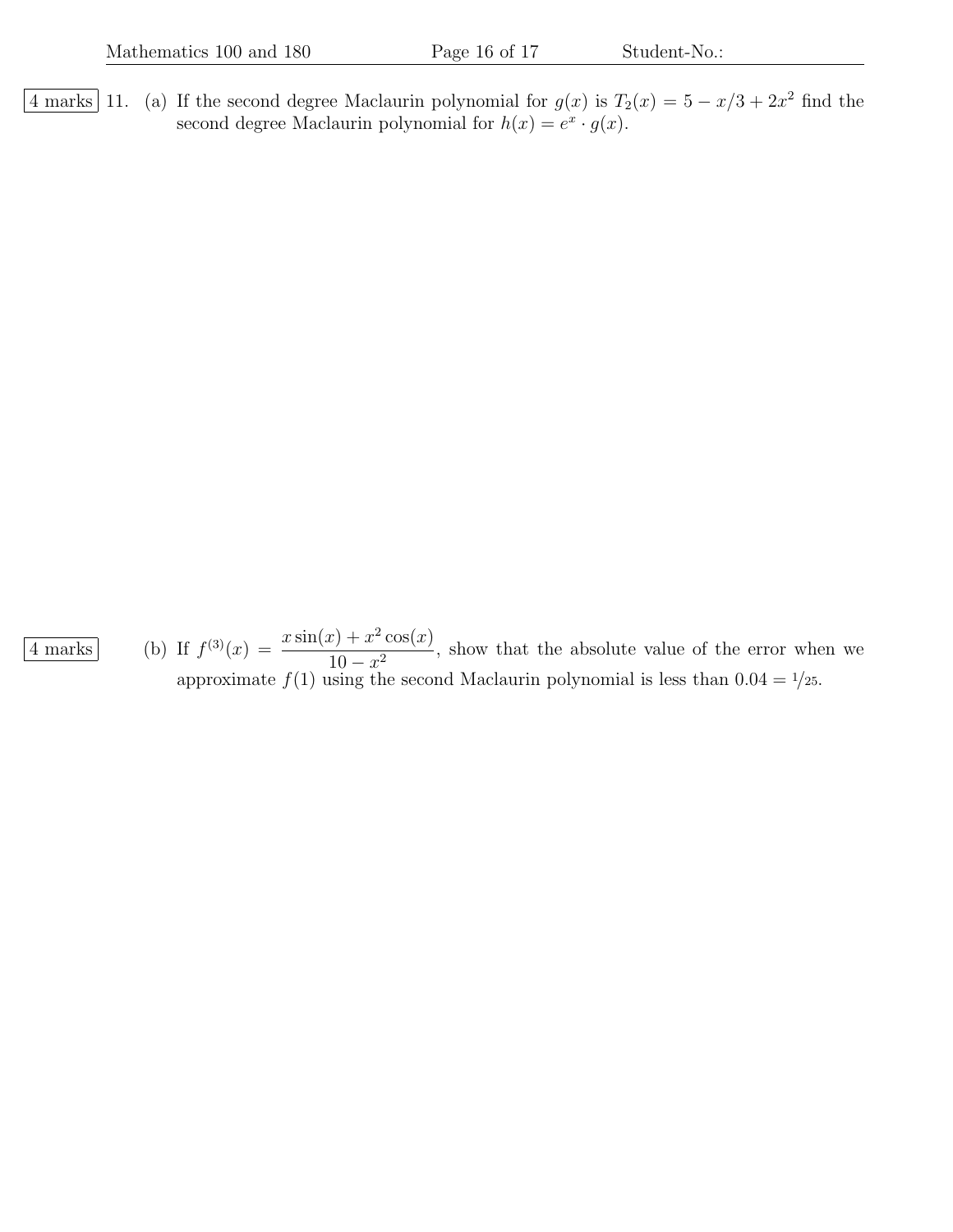4 marks 11. (a) If the second degree Maclaurin polynomial for $g(x)$ is $T_2(x) = 5 - x/3 + 2x^2$ find the second degree Maclaurin polynomial for $h(x) = e^x \cdot g(x)$.

4 marks (b) If $f^{(3)}(x) = \dfrac{x\sin(x) + x^2\cos(x)}{10 - x^2}$, show that the absolute value of the error when we approximate $f(1)$ using the second Maclaurin polynomial is less than $0.04 = 1/25$.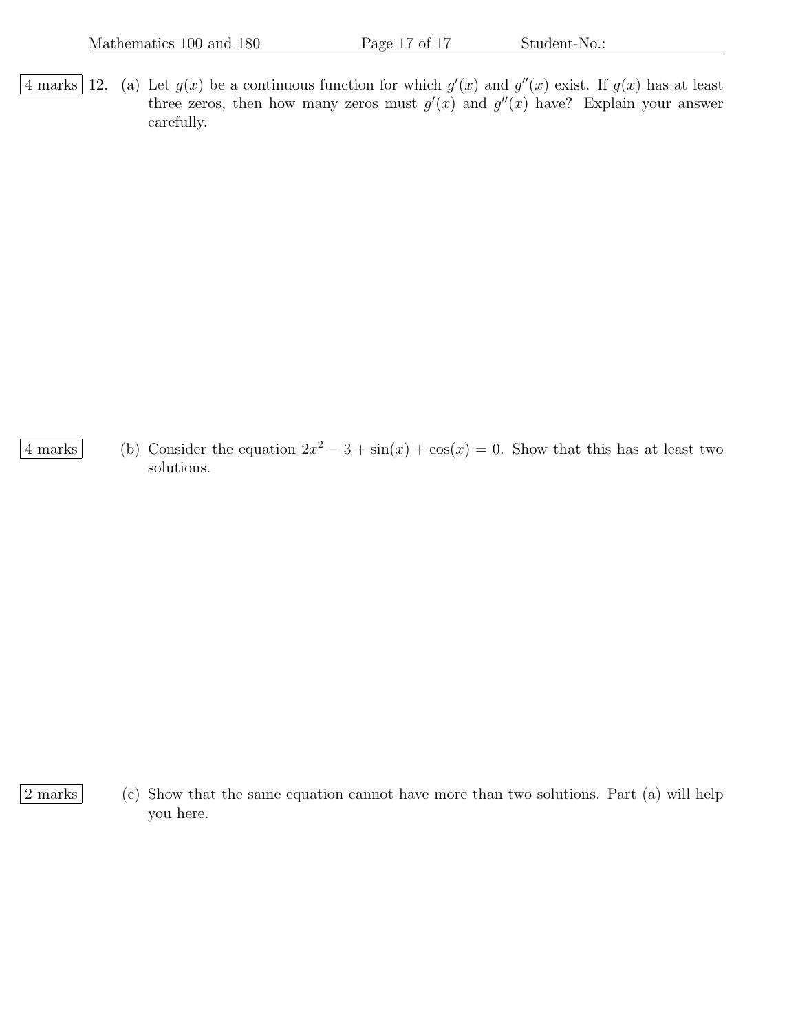4 marks 12. (a) Let $g(x)$ be a continuous function for which $g'(x)$ and $g''(x)$ exist. If $g(x)$ has at least three zeros, then how many zeros must $g'(x)$ and $g''(x)$ have? Explain your answer carefully.

4 marks (b) Consider the equation $2x^2 - 3 + \sin(x) + \cos(x) = 0$. Show that this has at least two solutions.

2 marks (c) Show that the same equation cannot have more than two solutions. Part (a) will help you here.